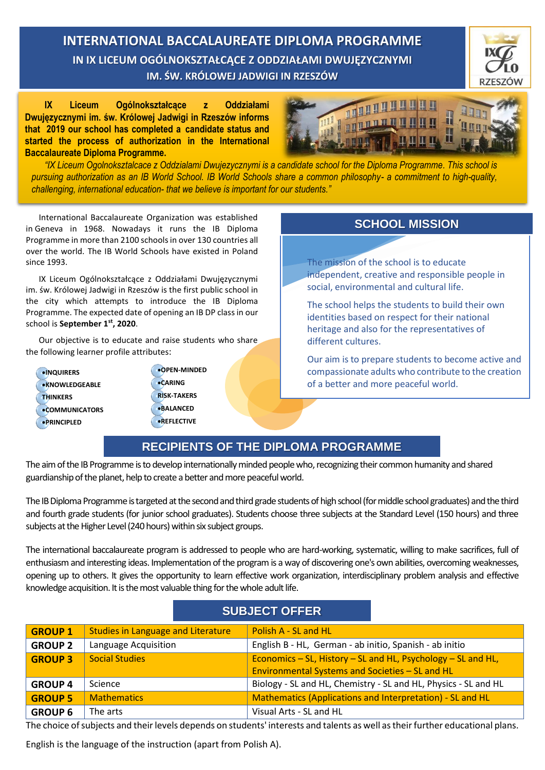# INTERNATIONAL BACCALAUREATE DIPLOMA PROGRAMME

## IN IX LICEUM OGÓLNOKSZTAŁCĄCE Z ODDZIAŁAMI DWUJĘZYCZNYMI IM. ŚW. KRÓLOWEJ JADWIGI IN RZESZÓW

**IX Liceum Ogólnokształcące z Oddziałami Dwujęzycznymi im. św. Królowej Jadwigi in Rzeszów informs that 2019 our school has completed a candidate status and started the process of authorization in the International Baccalaureate Diploma Programme.**

*"IX Liceum Ogolnokształcace z Oddzialami Dwujezycznymi is a candidate school for the Diploma Programme. This school is pursuing authorization as an IB World School. IB World Schools share a common philosophy- a commitment to high-quality, challenging, international education- that we believe is important for our students."*

International Baccalaureate Organization was established in Geneva in 1968. Nowadays it runs the IB Diploma Programme in more than 2100 schools in over 130 countries all over the world. The IB World Schools have existed in Poland since 1993.

IX Liceum Ogólnokształcące z Oddziałami Dwujęzycznymi im. św. Królowej Jadwigi in Rzeszów is the first public school in the city which attempts to introduce the IB Diploma Programme. The expected date of opening an IB DP class in our school is **September 1st, 2020**.

Our objective is to educate and raise students who share the following learner profile attributes:

- INQUIRERS
- KNOWLEDGEABLE
- THINKERS
- COMMUNICATORS
- PRINCIPLED
- OPEN-MINDED
- CARING
- RISK-TAKERS
- BALANCED
- REFLECTIVE

## SCHOOL MISSION

The mission of the school is to educate independent, creative and responsible people in social, environmental and cultural life.

The school helps the students to build their own identities based on respect for their national heritage and also for the representatives of different cultures.

Our aim is to prepare students to become active and compassionate adults who contribute to the creation of a better and more peaceful world.

## RECIPIENTS OF THE DIPLOMA PROGRAMME

The aim of the IB Programme is to develop internationally minded people who, recognizing their common humanity and shared guardianship of the planet, help to create a better and more peaceful world.

The IB Diploma Programme is targeted at the second and third grade students of high school (for middle school graduates) and the third and fourth grade students (for junior school graduates). Students choose three subjects at the Standard Level (150 hours) and three subjects at the Higher Level (240 hours) within six subject groups.

The international baccalaureate program is addressed to people who are hard-working, systematic, willing to make sacrifices, full of enthusiasm and interesting ideas. Implementation of the program is a way of discovering one's own abilities, overcoming weaknesses, opening up to others. It gives the opportunity to learn effective work organization, interdisciplinary problem analysis and effective knowledge acquisition. It is the most valuable thing for the whole adult life.

## SUBJECT OFFER

| | | |
|---|---|---|
| **GROUP 1** | Studies in Language and Literature | Polish A - SL and HL |
| **GROUP 2** | Language Acquisition | English B - HL, German - ab initio, Spanish - ab initio |
| **GROUP 3** | Social Studies | Economics – SL, History – SL and HL, Psychology – SL and HL, Environmental Systems and Societies – SL and HL |
| **GROUP 4** | Science | Biology - SL and HL, Chemistry - SL and HL, Physics - SL and HL |
| **GROUP 5** | Mathematics | Mathematics (Applications and Interpretation) - SL and HL |
| **GROUP 6** | The arts | Visual Arts - SL and HL |

The choice of subjects and their levels depends on students' interests and talents as well as their further educational plans.

English is the language of the instruction (apart from Polish A).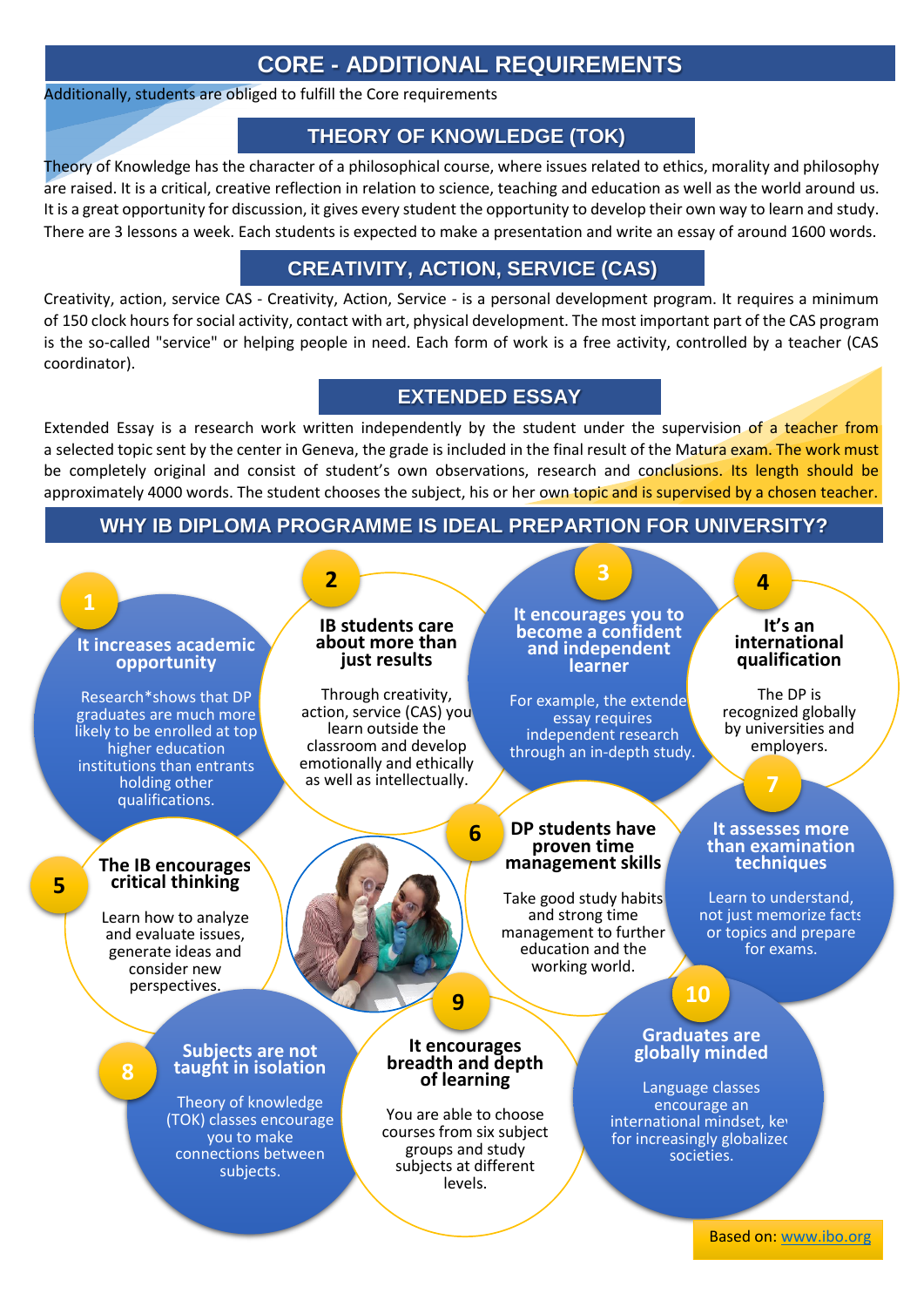# CORE - ADDITIONAL REQUIREMENTS

Additionally, students are obliged to fulfill the Core requirements

## THEORY OF KNOWLEDGE (TOK)

Theory of Knowledge has the character of a philosophical course, where issues related to ethics, morality and philosophy are raised. It is a critical, creative reflection in relation to science, teaching and education as well as the world around us. It is a great opportunity for discussion, it gives every student the opportunity to develop their own way to learn and study. There are 3 lessons a week. Each students is expected to make a presentation and write an essay of around 1600 words.

## CREATIVITY, ACTION, SERVICE (CAS)

Creativity, action, service CAS - Creativity, Action, Service - is a personal development program. It requires a minimum of 150 clock hours for social activity, contact with art, physical development. The most important part of the CAS program is the so-called "service" or helping people in need. Each form of work is a free activity, controlled by a teacher (CAS coordinator).

## EXTENDED ESSAY

Extended Essay is a research work written independently by the student under the supervision of a teacher from a selected topic sent by the center in Geneva, the grade is included in the final result of the Matura exam. The work must be completely original and consist of student's own observations, research and conclusions. Its length should be approximately 4000 words. The student chooses the subject, his or her own topic and is supervised by a chosen teacher.

## WHY IB DIPLOMA PROGRAMME IS IDEAL PREPARTION FOR UNIVERSITY?

**1. It increases academic opportunity**

Research*shows that DP graduates are much more likely to be enrolled at top higher education institutions than entrants holding other qualifications.

**2. IB students care about more than just results**

Through creativity, action, service (CAS) you learn outside the classroom and develop emotionally and ethically as well as intellectually.

**3. It encourages you to become a confident and independent learner**

For example, the extended essay requires independent research through an in-depth study.

**4. It's an international qualification**

The DP is recognized globally by universities and employers.

**5. The IB encourages critical thinking**

Learn how to analyze and evaluate issues, generate ideas and consider new perspectives.

**6. DP students have proven time management skills**

Take good study habits and strong time management to further education and the working world.

**7. It assesses more than examination techniques**

Learn to understand, not just memorize facts or topics and prepare for exams.

**8. Subjects are not taught in isolation**

Theory of knowledge (TOK) classes encourage you to make connections between subjects.

**9. It encourages breadth and depth of learning**

You are able to choose courses from six subject groups and study subjects at different levels.

**10. Graduates are globally minded**

Language classes encourage an international mindset, key for increasingly globalized societies.

Based on: www.ibo.org